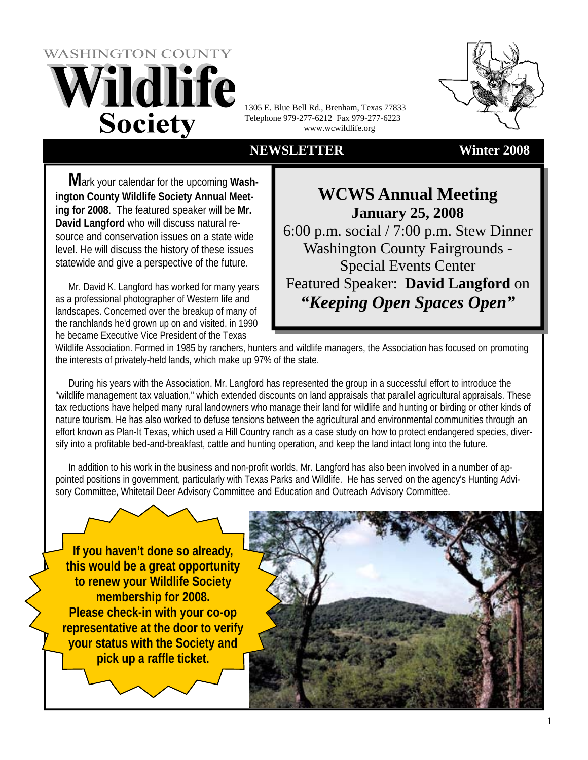# WASHINGTON COUNTY Wildlife Society

1305 E. Blue Bell Rd., Brenham, Texas 77833
Telephone 979-277-6212 Fax 979-277-6223
www.wcwildlife.org

## NEWSLETTER — Winter 2008

## WCWS Annual Meeting

**January 25, 2008**

6:00 p.m. social / 7:00 p.m. Stew Dinner
Washington County Fairgrounds - Special Events Center
Featured Speaker: **David Langford** on ***"Keeping Open Spaces Open"***

Mark your calendar for the upcoming **Washington County Wildlife Society Annual Meeting for 2008**. The featured speaker will be **Mr. David Langford** who will discuss natural resource and conservation issues on a state wide level. He will discuss the history of these issues statewide and give a perspective of the future.

Mr. David K. Langford has worked for many years as a professional photographer of Western life and landscapes. Concerned over the breakup of many of the ranchlands he'd grown up on and visited, in 1990 he became Executive Vice President of the Texas Wildlife Association. Formed in 1985 by ranchers, hunters and wildlife managers, the Association has focused on promoting the interests of privately-held lands, which make up 97% of the state.

During his years with the Association, Mr. Langford has represented the group in a successful effort to introduce the "wildlife management tax valuation," which extended discounts on land appraisals that parallel agricultural appraisals. These tax reductions have helped many rural landowners who manage their land for wildlife and hunting or birding or other kinds of nature tourism. He has also worked to defuse tensions between the agricultural and environmental communities through an effort known as Plan-It Texas, which used a Hill Country ranch as a case study on how to protect endangered species, diversify into a profitable bed-and-breakfast, cattle and hunting operation, and keep the land intact long into the future.

In addition to his work in the business and non-profit worlds, Mr. Langford has also been involved in a number of appointed positions in government, particularly with Texas Parks and Wildlife. He has served on the agency's Hunting Advisory Committee, Whitetail Deer Advisory Committee and Education and Outreach Advisory Committee.

**If you haven't done so already, this would be a great opportunity to renew your Wildlife Society membership for 2008. Please check-in with your co-op representative at the door to verify your status with the Society and pick up a raffle ticket.**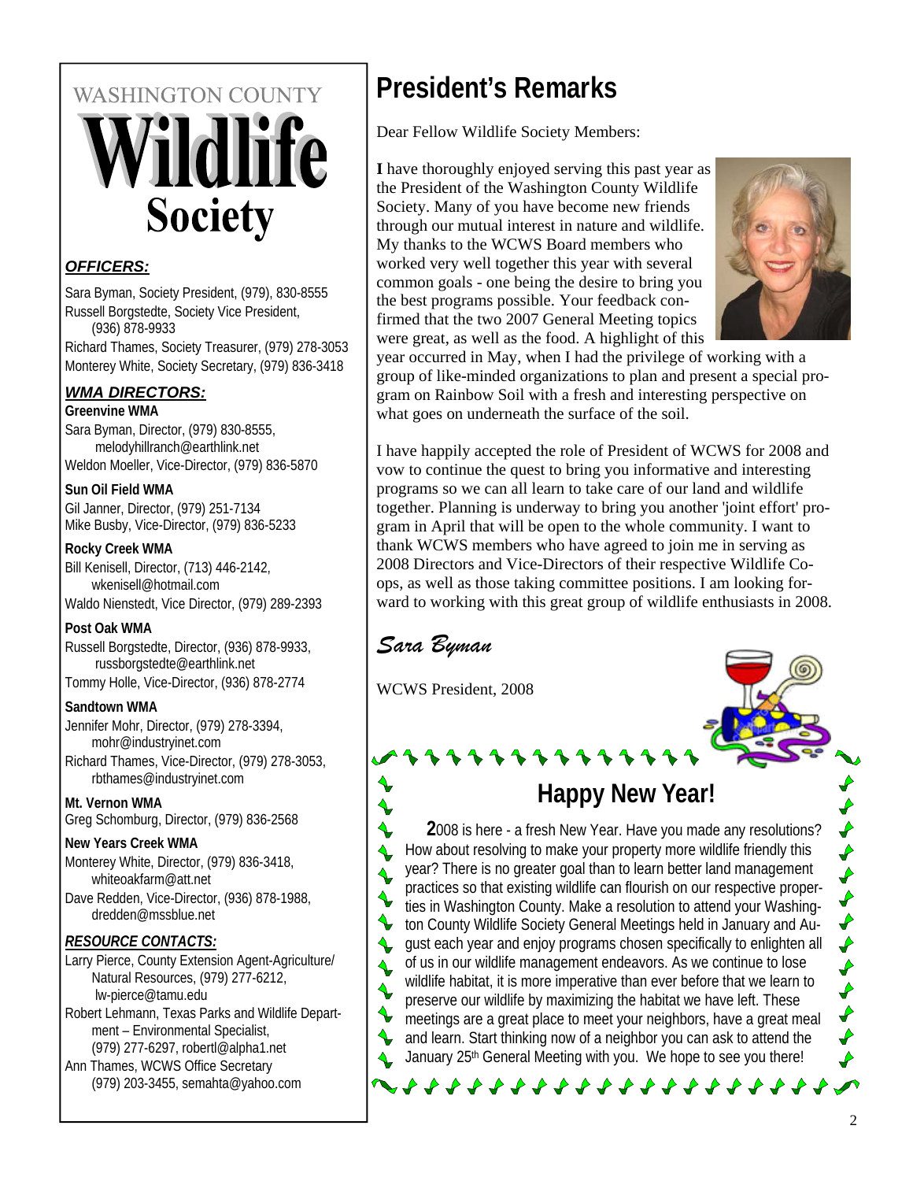WASHINGTON COUNTY

# Wildlife Society

***OFFICERS:***

Sara Byman, Society President, (979), 830-8555
Russell Borgstedte, Society Vice President, (936) 878-9933
Richard Thames, Society Treasurer, (979) 278-3053
Monterey White, Society Secretary, (979) 836-3418

***WMA DIRECTORS:***

**Greenvine WMA**
Sara Byman, Director, (979) 830-8555, melodyhillranch@earthlink.net
Weldon Moeller, Vice-Director, (979) 836-5870

**Sun Oil Field WMA**
Gil Janner, Director, (979) 251-7134
Mike Busby, Vice-Director, (979) 836-5233

**Rocky Creek WMA**
Bill Kenisell, Director, (713) 446-2142, wkenisell@hotmail.com
Waldo Nienstedt, Vice Director, (979) 289-2393

**Post Oak WMA**
Russell Borgstedte, Director, (936) 878-9933, russborgstedte@earthlink.net
Tommy Holle, Vice-Director, (936) 878-2774

**Sandtown WMA**
Jennifer Mohr, Director, (979) 278-3394, mohr@industryinet.com
Richard Thames, Vice-Director, (979) 278-3053, rbthames@industryinet.com

**Mt. Vernon WMA**
Greg Schomburg, Director, (979) 836-2568

**New Years Creek WMA**
Monterey White, Director, (979) 836-3418, whiteoakfarm@att.net
Dave Redden, Vice-Director, (936) 878-1988, dredden@mssblue.net

***RESOURCE CONTACTS:***

Larry Pierce, County Extension Agent-Agriculture/ Natural Resources, (979) 277-6212, lw-pierce@tamu.edu
Robert Lehmann, Texas Parks and Wildlife Department – Environmental Specialist, (979) 277-6297, robertl@alpha1.net
Ann Thames, WCWS Office Secretary (979) 203-3455, semahta@yahoo.com

# President's Remarks

Dear Fellow Wildlife Society Members:

**I** have thoroughly enjoyed serving this past year as the President of the Washington County Wildlife Society. Many of you have become new friends through our mutual interest in nature and wildlife. My thanks to the WCWS Board members who worked very well together this year with several common goals - one being the desire to bring you the best programs possible. Your feedback confirmed that the two 2007 General Meeting topics were great, as well as the food. A highlight of this year occurred in May, when I had the privilege of working with a group of like-minded organizations to plan and present a special program on Rainbow Soil with a fresh and interesting perspective on what goes on underneath the surface of the soil.

I have happily accepted the role of President of WCWS for 2008 and vow to continue the quest to bring you informative and interesting programs so we can all learn to take care of our land and wildlife together. Planning is underway to bring you another 'joint effort' program in April that will be open to the whole community. I want to thank WCWS members who have agreed to join me in serving as 2008 Directors and Vice-Directors of their respective Wildlife Co-ops, as well as those taking committee positions. I am looking forward to working with this great group of wildlife enthusiasts in 2008.

*Sara Byman*

WCWS President, 2008

## Happy New Year!

**2**008 is here - a fresh New Year. Have you made any resolutions? How about resolving to make your property more wildlife friendly this year? There is no greater goal than to learn better land management practices so that existing wildlife can flourish on our respective properties in Washington County. Make a resolution to attend your Washington County Wildlife Society General Meetings held in January and August each year and enjoy programs chosen specifically to enlighten all of us in our wildlife management endeavors. As we continue to lose wildlife habitat, it is more imperative than ever before that we learn to preserve our wildlife by maximizing the habitat we have left. These meetings are a great place to meet your neighbors, have a great meal and learn. Start thinking now of a neighbor you can ask to attend the January 25th General Meeting with you. We hope to see you there!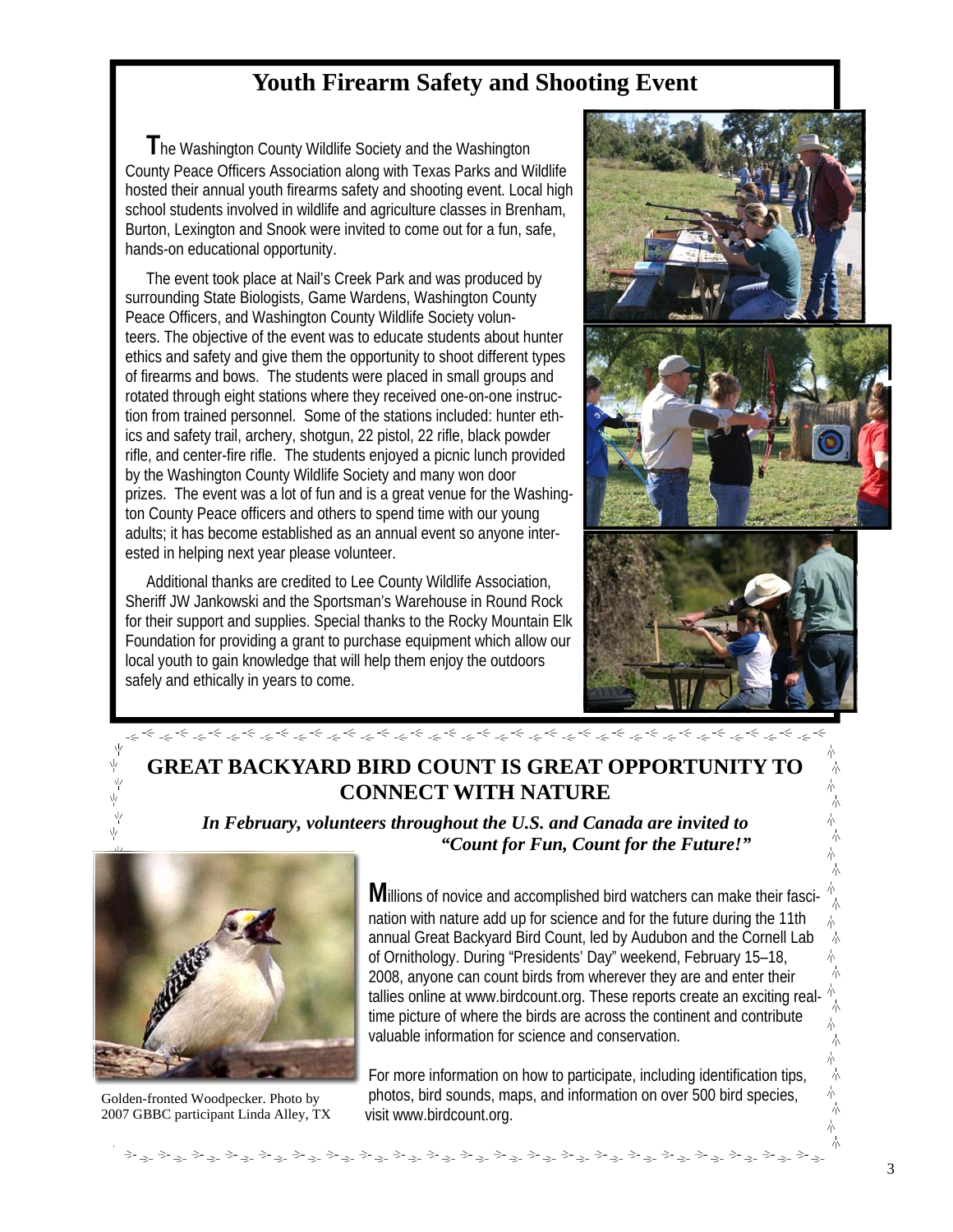## Youth Firearm Safety and Shooting Event

The Washington County Wildlife Society and the Washington County Peace Officers Association along with Texas Parks and Wildlife hosted their annual youth firearms safety and shooting event. Local high school students involved in wildlife and agriculture classes in Brenham, Burton, Lexington and Snook were invited to come out for a fun, safe, hands-on educational opportunity.

The event took place at Nail's Creek Park and was produced by surrounding State Biologists, Game Wardens, Washington County Peace Officers, and Washington County Wildlife Society volunteers. The objective of the event was to educate students about hunter ethics and safety and give them the opportunity to shoot different types of firearms and bows. The students were placed in small groups and rotated through eight stations where they received one-on-one instruction from trained personnel. Some of the stations included: hunter ethics and safety trail, archery, shotgun, 22 pistol, 22 rifle, black powder rifle, and center-fire rifle. The students enjoyed a picnic lunch provided by the Washington County Wildlife Society and many won door prizes. The event was a lot of fun and is a great venue for the Washington County Peace officers and others to spend time with our young adults; it has become established as an annual event so anyone interested in helping next year please volunteer.

Additional thanks are credited to Lee County Wildlife Association, Sheriff JW Jankowski and the Sportsman's Warehouse in Round Rock for their support and supplies. Special thanks to the Rocky Mountain Elk Foundation for providing a grant to purchase equipment which allow our local youth to gain knowledge that will help them enjoy the outdoors safely and ethically in years to come.

## GREAT BACKYARD BIRD COUNT IS GREAT OPPORTUNITY TO CONNECT WITH NATURE

***In February, volunteers throughout the U.S. and Canada are invited to "Count for Fun, Count for the Future!"***

Golden-fronted Woodpecker. Photo by 2007 GBBC participant Linda Alley, TX

Millions of novice and accomplished bird watchers can make their fascination with nature add up for science and for the future during the 11th annual Great Backyard Bird Count, led by Audubon and the Cornell Lab of Ornithology. During "Presidents' Day" weekend, February 15–18, 2008, anyone can count birds from wherever they are and enter their tallies online at www.birdcount.org. These reports create an exciting real-time picture of where the birds are across the continent and contribute valuable information for science and conservation.

For more information on how to participate, including identification tips, photos, bird sounds, maps, and information on over 500 bird species, visit www.birdcount.org.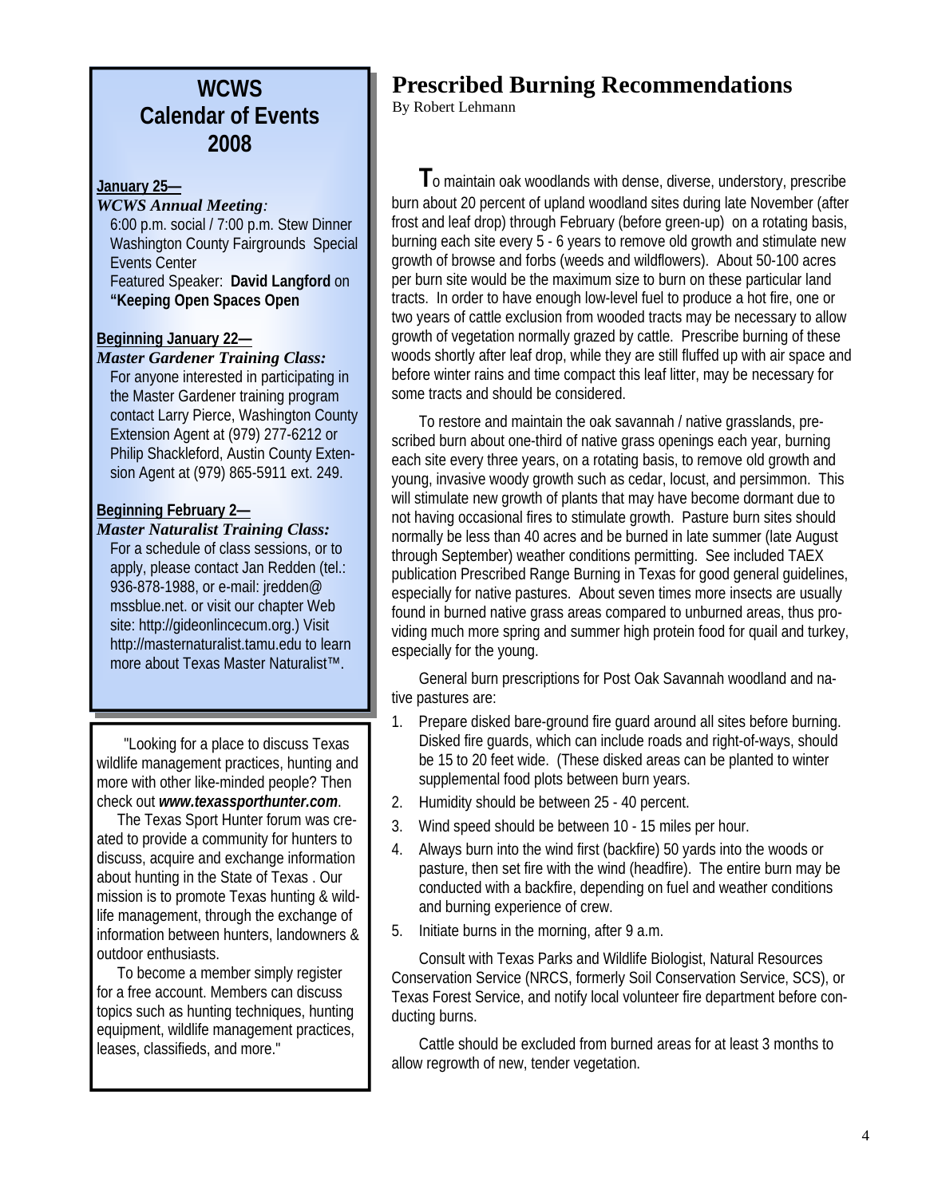## WCWS Calendar of Events 2008

**January 25—**

***WCWS Annual Meeting:***

6:00 p.m. social / 7:00 p.m. Stew Dinner Washington County Fairgrounds Special Events Center

Featured Speaker: **David Langford** on **"Keeping Open Spaces Open**

**Beginning January 22—**

***Master Gardener Training Class:***

For anyone interested in participating in the Master Gardener training program contact Larry Pierce, Washington County Extension Agent at (979) 277-6212 or Philip Shackleford, Austin County Extension Agent at (979) 865-5911 ext. 249.

**Beginning February 2—**

***Master Naturalist Training Class:***

For a schedule of class sessions, or to apply, please contact Jan Redden (tel.: 936-878-1988, or e-mail: jredden@mssblue.net. or visit our chapter Web site: http://gideonlincecum.org.) Visit http://masternaturalist.tamu.edu to learn more about Texas Master Naturalist™.

"Looking for a place to discuss Texas wildlife management practices, hunting and more with other like-minded people? Then check out ***www.texassporthunter.com***.

The Texas Sport Hunter forum was created to provide a community for hunters to discuss, acquire and exchange information about hunting in the State of Texas . Our mission is to promote Texas hunting & wildlife management, through the exchange of information between hunters, landowners & outdoor enthusiasts.

To become a member simply register for a free account. Members can discuss topics such as hunting techniques, hunting equipment, wildlife management practices, leases, classifieds, and more."

# Prescribed Burning Recommendations

By Robert Lehmann

To maintain oak woodlands with dense, diverse, understory, prescribe burn about 20 percent of upland woodland sites during late November (after frost and leaf drop) through February (before green-up) on a rotating basis, burning each site every 5 - 6 years to remove old growth and stimulate new growth of browse and forbs (weeds and wildflowers). About 50-100 acres per burn site would be the maximum size to burn on these particular land tracts. In order to have enough low-level fuel to produce a hot fire, one or two years of cattle exclusion from wooded tracts may be necessary to allow growth of vegetation normally grazed by cattle. Prescribe burning of these woods shortly after leaf drop, while they are still fluffed up with air space and before winter rains and time compact this leaf litter, may be necessary for some tracts and should be considered.

To restore and maintain the oak savannah / native grasslands, prescribed burn about one-third of native grass openings each year, burning each site every three years, on a rotating basis, to remove old growth and young, invasive woody growth such as cedar, locust, and persimmon. This will stimulate new growth of plants that may have become dormant due to not having occasional fires to stimulate growth. Pasture burn sites should normally be less than 40 acres and be burned in late summer (late August through September) weather conditions permitting. See included TAEX publication Prescribed Range Burning in Texas for good general guidelines, especially for native pastures. About seven times more insects are usually found in burned native grass areas compared to unburned areas, thus providing much more spring and summer high protein food for quail and turkey, especially for the young.

General burn prescriptions for Post Oak Savannah woodland and native pastures are:

1. Prepare disked bare-ground fire guard around all sites before burning. Disked fire guards, which can include roads and right-of-ways, should be 15 to 20 feet wide. (These disked areas can be planted to winter supplemental food plots between burn years.
2. Humidity should be between 25 - 40 percent.
3. Wind speed should be between 10 - 15 miles per hour.
4. Always burn into the wind first (backfire) 50 yards into the woods or pasture, then set fire with the wind (headfire). The entire burn may be conducted with a backfire, depending on fuel and weather conditions and burning experience of crew.
5. Initiate burns in the morning, after 9 a.m.

Consult with Texas Parks and Wildlife Biologist, Natural Resources Conservation Service (NRCS, formerly Soil Conservation Service, SCS), or Texas Forest Service, and notify local volunteer fire department before conducting burns.

Cattle should be excluded from burned areas for at least 3 months to allow regrowth of new, tender vegetation.